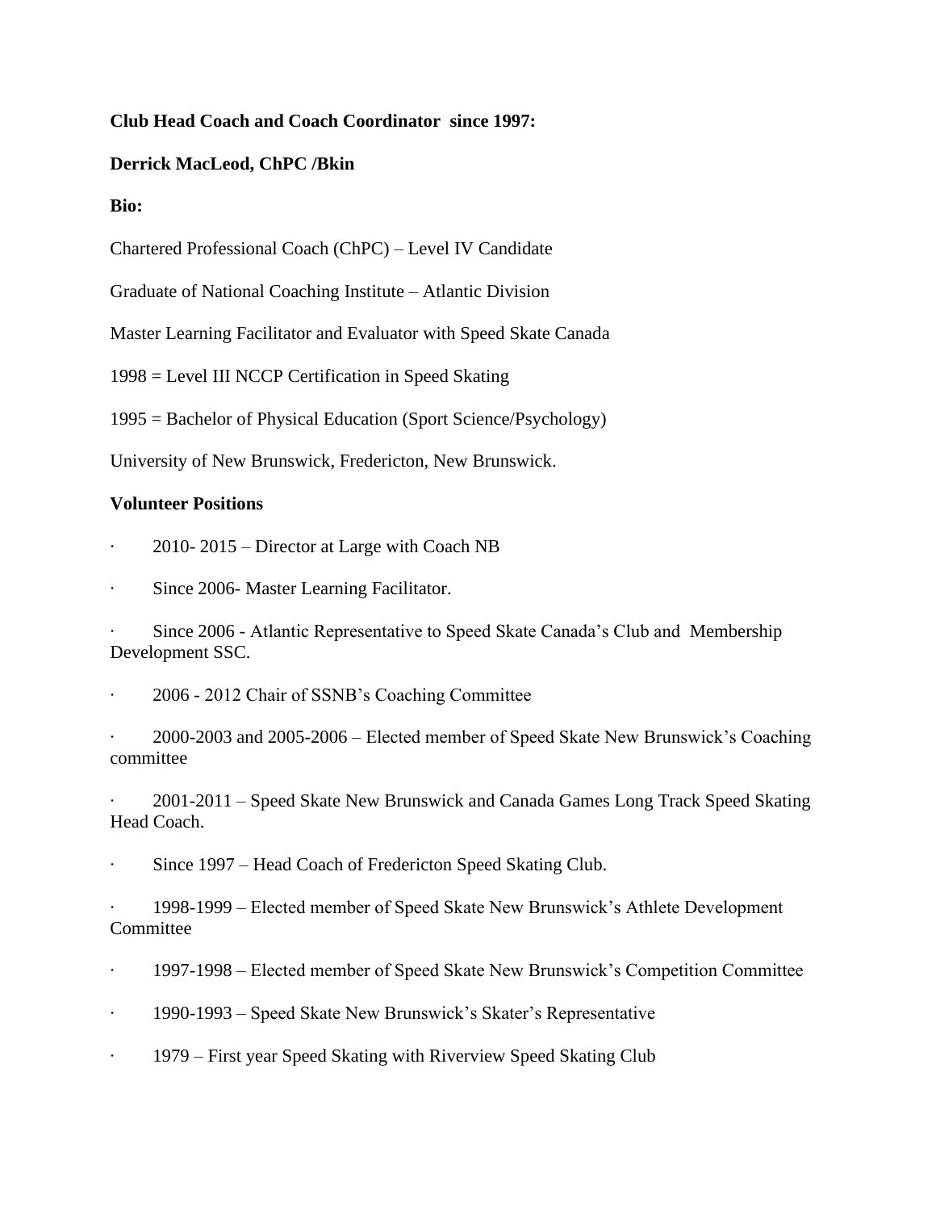**Club Head Coach and Coach Coordinator since 1997:**

**Derrick MacLeod, ChPC /Bkin**

**Bio:**

Chartered Professional Coach (ChPC) – Level IV Candidate

Graduate of National Coaching Institute – Atlantic Division

Master Learning Facilitator and Evaluator with Speed Skate Canada

1998 = Level III NCCP Certification in Speed Skating

1995 = Bachelor of Physical Education (Sport Science/Psychology)

University of New Brunswick, Fredericton, New Brunswick.

**Volunteer Positions**

- 2010- 2015 – Director at Large with Coach NB
- Since 2006- Master Learning Facilitator.
- Since 2006 - Atlantic Representative to Speed Skate Canada's Club and Membership Development SSC.
- 2006 - 2012 Chair of SSNB's Coaching Committee
- 2000-2003 and 2005-2006 – Elected member of Speed Skate New Brunswick's Coaching committee
- 2001-2011 – Speed Skate New Brunswick and Canada Games Long Track Speed Skating Head Coach.
- Since 1997 – Head Coach of Fredericton Speed Skating Club.
- 1998-1999 – Elected member of Speed Skate New Brunswick's Athlete Development Committee
- 1997-1998 – Elected member of Speed Skate New Brunswick's Competition Committee
- 1990-1993 – Speed Skate New Brunswick's Skater's Representative
- 1979 – First year Speed Skating with Riverview Speed Skating Club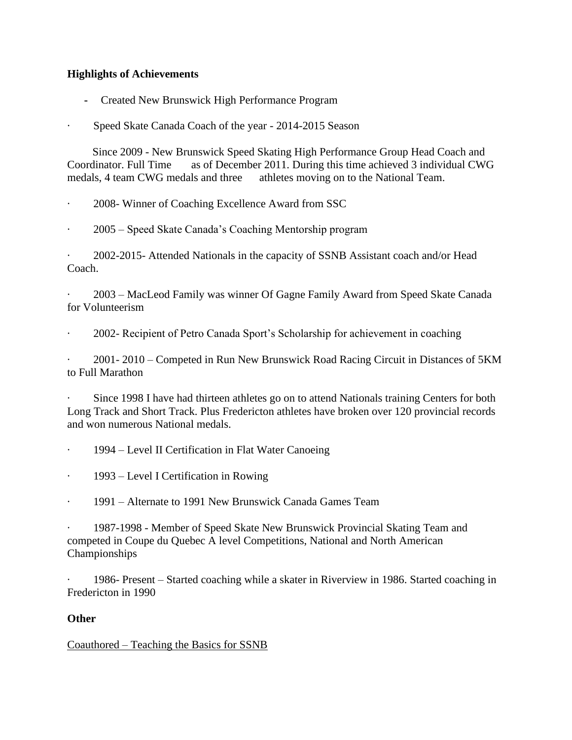**Highlights of Achievements**

- Created New Brunswick High Performance Program

- Speed Skate Canada Coach of the year - 2014-2015 Season

  Since 2009 - New Brunswick Speed Skating High Performance Group Head Coach and Coordinator. Full Time as of December 2011. During this time achieved 3 individual CWG medals, 4 team CWG medals and three athletes moving on to the National Team.

- 2008- Winner of Coaching Excellence Award from SSC

- 2005 – Speed Skate Canada's Coaching Mentorship program

- 2002-2015- Attended Nationals in the capacity of SSNB Assistant coach and/or Head Coach.

- 2003 – MacLeod Family was winner Of Gagne Family Award from Speed Skate Canada for Volunteerism

- 2002- Recipient of Petro Canada Sport's Scholarship for achievement in coaching

- 2001- 2010 – Competed in Run New Brunswick Road Racing Circuit in Distances of 5KM to Full Marathon

- Since 1998 I have had thirteen athletes go on to attend Nationals training Centers for both Long Track and Short Track. Plus Fredericton athletes have broken over 120 provincial records and won numerous National medals.

- 1994 – Level II Certification in Flat Water Canoeing

- 1993 – Level I Certification in Rowing

- 1991 – Alternate to 1991 New Brunswick Canada Games Team

- 1987-1998 - Member of Speed Skate New Brunswick Provincial Skating Team and competed in Coupe du Quebec A level Competitions, National and North American Championships

- 1986- Present – Started coaching while a skater in Riverview in 1986. Started coaching in Fredericton in 1990

**Other**

<u>Coauthored – Teaching the Basics for SSNB</u>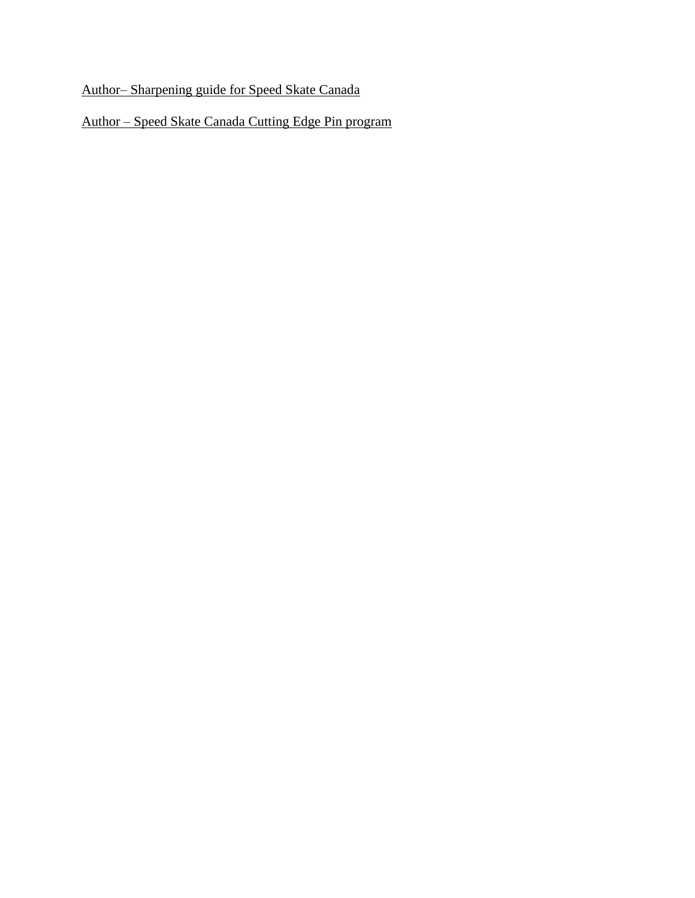<u>Author– Sharpening guide for Speed Skate Canada</u>

<u>Author – Speed Skate Canada Cutting Edge Pin program</u>